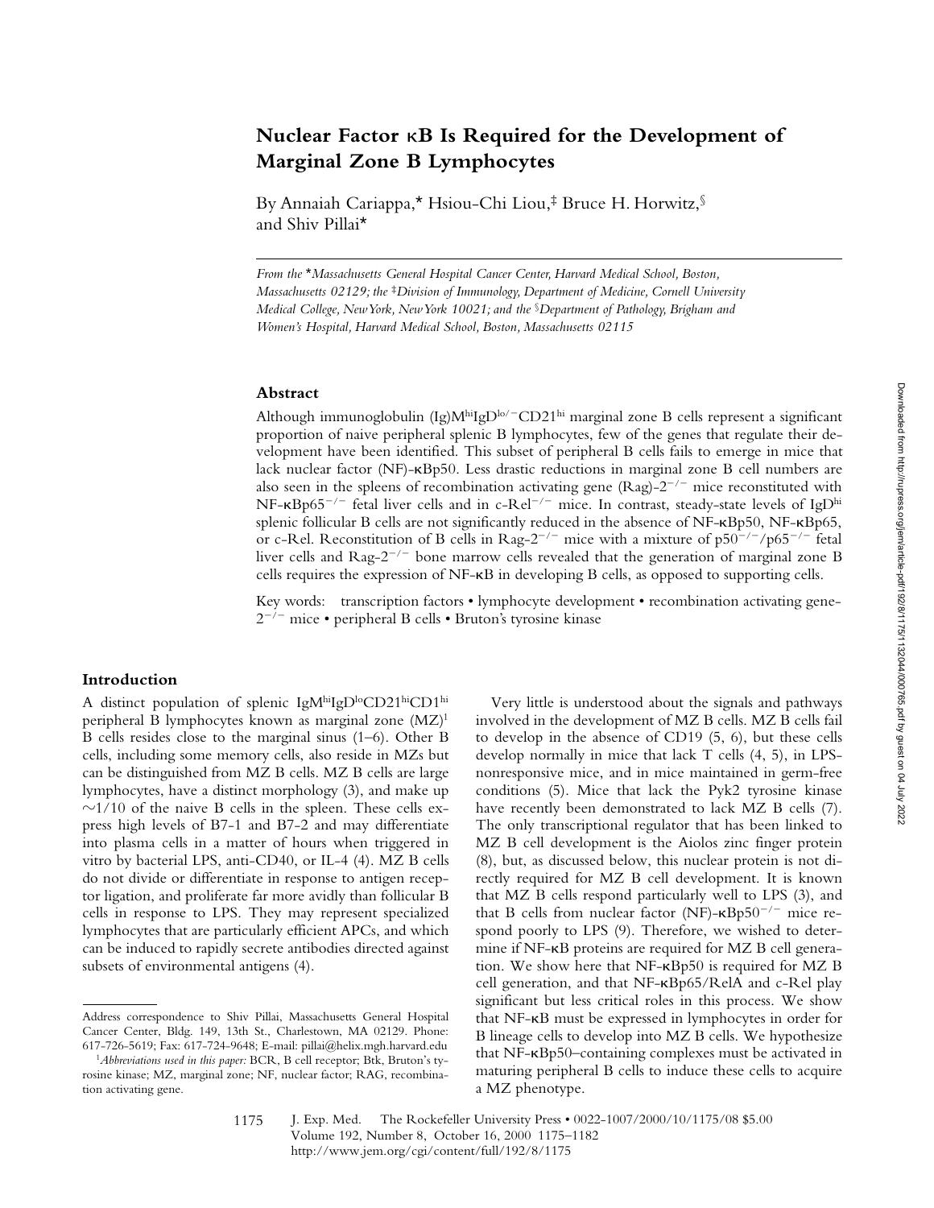# Nuclear Factor κB Is Required for the Development of Marginal Zone B Lymphocytes

By Annaiah Cariappa,* Hsiou-Chi Liou,‡ Bruce H. Horwitz,§ and Shiv Pillai*

*From the \*Massachusetts General Hospital Cancer Center, Harvard Medical School, Boston, Massachusetts 02129; the ‡Division of Immunology, Department of Medicine, Cornell University Medical College, New York, New York 10021; and the §Department of Pathology, Brigham and Women's Hospital, Harvard Medical School, Boston, Massachusetts 02115*

## Abstract

Although immunoglobulin (Ig)$M^{hi}IgD^{lo/-}CD21^{hi}$ marginal zone B cells represent a significant proportion of naive peripheral splenic B lymphocytes, few of the genes that regulate their development have been identified. This subset of peripheral B cells fails to emerge in mice that lack nuclear factor (NF)-κBp50. Less drastic reductions in marginal zone B cell numbers are also seen in the spleens of recombination activating gene (Rag)-$2^{-/-}$ mice reconstituted with NF-κB$p65^{-/-}$ fetal liver cells and in c-$Rel^{-/-}$ mice. In contrast, steady-state levels of $IgD^{hi}$ splenic follicular B cells are not significantly reduced in the absence of NF-κBp50, NF-κBp65, or c-Rel. Reconstitution of B cells in Rag-$2^{-/-}$ mice with a mixture of $p50^{-/-}/p65^{-/-}$ fetal liver cells and Rag-$2^{-/-}$ bone marrow cells revealed that the generation of marginal zone B cells requires the expression of NF-κB in developing B cells, as opposed to supporting cells.

Key words: transcription factors • lymphocyte development • recombination activating gene-$2^{-/-}$ mice • peripheral B cells • Bruton's tyrosine kinase

## Introduction

A distinct population of splenic $IgM^{hi}IgD^{lo}CD21^{hi}CD1^{hi}$ peripheral B lymphocytes known as marginal zone (MZ)[1] B cells resides close to the marginal sinus (1–6). Other B cells, including some memory cells, also reside in MZs but can be distinguished from MZ B cells. MZ B cells are large lymphocytes, have a distinct morphology (3), and make up ~1/10 of the naive B cells in the spleen. These cells express high levels of B7-1 and B7-2 and may differentiate into plasma cells in a matter of hours when triggered in vitro by bacterial LPS, anti-CD40, or IL-4 (4). MZ B cells do not divide or differentiate in response to antigen receptor ligation, and proliferate far more avidly than follicular B cells in response to LPS. They may represent specialized lymphocytes that are particularly efficient APCs, and which can be induced to rapidly secrete antibodies directed against subsets of environmental antigens (4).

Very little is understood about the signals and pathways involved in the development of MZ B cells. MZ B cells fail to develop in the absence of CD19 (5, 6), but these cells develop normally in mice that lack T cells (4, 5), in LPS-nonresponsive mice, and in mice maintained in germ-free conditions (5). Mice that lack the Pyk2 tyrosine kinase have recently been demonstrated to lack MZ B cells (7). The only transcriptional regulator that has been linked to MZ B cell development is the Aiolos zinc finger protein (8), but, as discussed below, this nuclear protein is not directly required for MZ B cell development. It is known that MZ B cells respond particularly well to LPS (3), and that B cells from nuclear factor (NF)-κB$p50^{-/-}$ mice respond poorly to LPS (9). Therefore, we wished to determine if NF-κB proteins are required for MZ B cell generation. We show here that NF-κBp50 is required for MZ B cell generation, and that NF-κBp65/RelA and c-Rel play significant but less critical roles in this process. We show that NF-κB must be expressed in lymphocytes in order for B lineage cells to develop into MZ B cells. We hypothesize that NF-κBp50–containing complexes must be activated in maturing peripheral B cells to induce these cells to acquire a MZ phenotype.

---

Address correspondence to Shiv Pillai, Massachusetts General Hospital Cancer Center, Bldg. 149, 13th St., Charlestown, MA 02129. Phone: 617-726-5619; Fax: 617-724-9648; E-mail: pillai@helix.mgh.harvard.edu

[1] *Abbreviations used in this paper:* BCR, B cell receptor; Btk, Bruton's tyrosine kinase; MZ, marginal zone; NF, nuclear factor; RAG, recombination activating gene.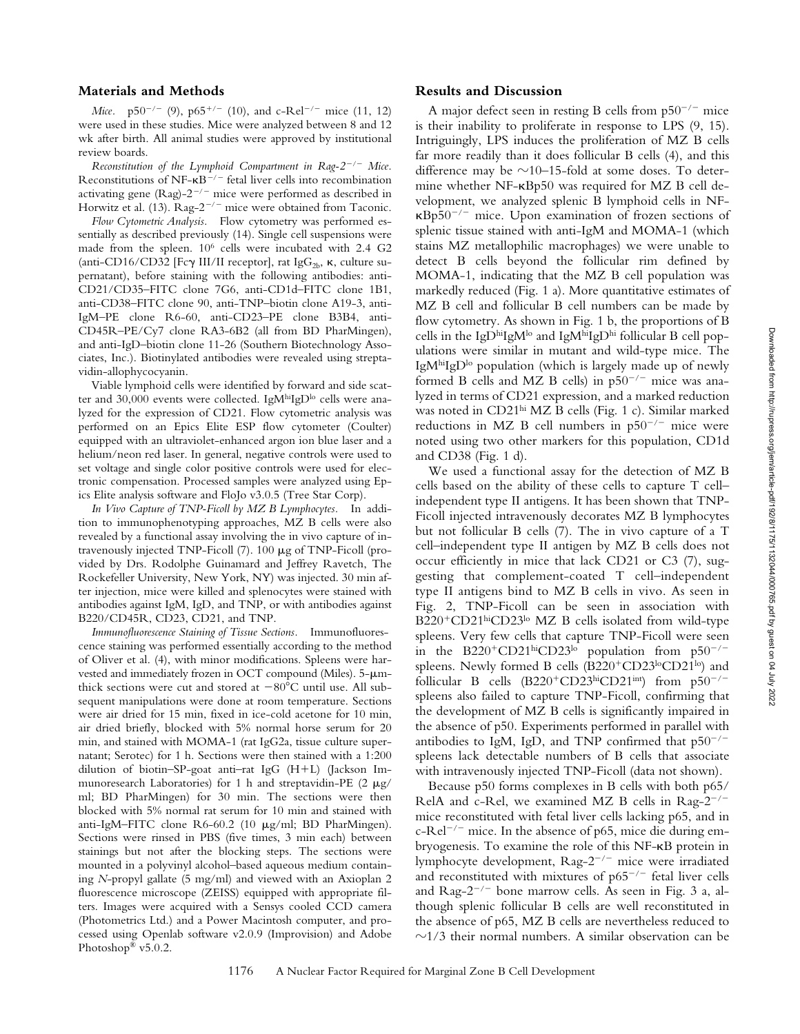## Materials and Methods

*Mice.* $p50^{-/-}$ (9), $p65^{+/-}$ (10), and c-$Rel^{-/-}$ mice (11, 12) were used in these studies. Mice were analyzed between 8 and 12 wk after birth. All animal studies were approved by institutional review boards.

*Reconstitution of the Lymphoid Compartment in Rag-$2^{-/-}$ Mice.* Reconstitutions of NF-$\kappa B^{-/-}$ fetal liver cells into recombination activating gene (Rag)-$2^{-/-}$ mice were performed as described in Horwitz et al. (13). Rag-$2^{-/-}$ mice were obtained from Taconic.

*Flow Cytometric Analysis.* Flow cytometry was performed essentially as described previously (14). Single cell suspensions were made from the spleen. $10^6$ cells were incubated with 2.4 G2 (anti-CD16/CD32 [Fc$\gamma$ III/II receptor], rat $IgG_{2b}$, $\kappa$, culture supernatant), before staining with the following antibodies: anti-CD21/CD35–FITC clone 7G6, anti-CD1d–FITC clone 1B1, anti-CD38–FITC clone 90, anti-TNP–biotin clone A19-3, anti-IgM–PE clone R6-60, anti-CD23–PE clone B3B4, anti-CD45R–PE/Cy7 clone RA3-6B2 (all from BD PharMingen), and anti-IgD–biotin clone 11-26 (Southern Biotechnology Associates, Inc.). Biotinylated antibodies were revealed using streptavidin-allophycocyanin.

Viable lymphoid cells were identified by forward and side scatter and 30,000 events were collected. $IgM^{hi}IgD^{lo}$ cells were analyzed for the expression of CD21. Flow cytometric analysis was performed on an Epics Elite ESP flow cytometer (Coulter) equipped with an ultraviolet-enhanced argon ion blue laser and a helium/neon red laser. In general, negative controls were used to set voltage and single color positive controls were used for electronic compensation. Processed samples were analyzed using Epics Elite analysis software and FloJo v3.0.5 (Tree Star Corp).

*In Vivo Capture of TNP-Ficoll by MZ B Lymphocytes.* In addition to immunophenotyping approaches, MZ B cells were also revealed by a functional assay involving the in vivo capture of intravenously injected TNP-Ficoll (7). 100 μg of TNP-Ficoll (provided by Drs. Rodolphe Guinamard and Jeffrey Ravetch, The Rockefeller University, New York, NY) was injected. 30 min after injection, mice were killed and splenocytes were stained with antibodies against IgM, IgD, and TNP, or with antibodies against B220/CD45R, CD23, CD21, and TNP.

*Immunofluorescence Staining of Tissue Sections.* Immunofluorescence staining was performed essentially according to the method of Oliver et al. (4), with minor modifications. Spleens were harvested and immediately frozen in OCT compound (Miles). 5-μm-thick sections were cut and stored at −80°C until use. All subsequent manipulations were done at room temperature. Sections were air dried for 15 min, fixed in ice-cold acetone for 10 min, air dried briefly, blocked with 5% normal horse serum for 20 min, and stained with MOMA-1 (rat IgG2a, tissue culture supernatant; Serotec) for 1 h. Sections were then stained with a 1:200 dilution of biotin–SP-goat anti–rat IgG (H+L) (Jackson Immunoresearch Laboratories) for 1 h and streptavidin-PE (2 μg/ml; BD PharMingen) for 30 min. The sections were then blocked with 5% normal rat serum for 10 min and stained with anti-IgM–FITC clone R6-60.2 (10 μg/ml; BD PharMingen). Sections were rinsed in PBS (five times, 3 min each) between stainings but not after the blocking steps. The sections were mounted in a polyvinyl alcohol–based aqueous medium containing *N*-propyl gallate (5 mg/ml) and viewed with an Axioplan 2 fluorescence microscope (ZEISS) equipped with appropriate filters. Images were acquired with a Sensys cooled CCD camera (Photometrics Ltd.) and a Power Macintosh computer, and processed using Openlab software v2.0.9 (Improvision) and Adobe Photoshop® v5.0.2.

## Results and Discussion

A major defect seen in resting B cells from $p50^{-/-}$ mice is their inability to proliferate in response to LPS (9, 15). Intriguingly, LPS induces the proliferation of MZ B cells far more readily than it does follicular B cells (4), and this difference may be ~10–15-fold at some doses. To determine whether NF-κBp50 was required for MZ B cell development, we analyzed splenic B lymphoid cells in NF-$\kappa Bp50^{-/-}$ mice. Upon examination of frozen sections of splenic tissue stained with anti-IgM and MOMA-1 (which stains MZ metallophilic macrophages) we were unable to detect B cells beyond the follicular rim defined by MOMA-1, indicating that the MZ B cell population was markedly reduced (Fig. 1 a). More quantitative estimates of MZ B cell and follicular B cell numbers can be made by flow cytometry. As shown in Fig. 1 b, the proportions of B cells in the $IgD^{hi}IgM^{lo}$ and $IgM^{hi}IgD^{hi}$ follicular B cell populations were similar in mutant and wild-type mice. The $IgM^{hi}IgD^{lo}$ population (which is largely made up of newly formed B cells and MZ B cells) in $p50^{-/-}$ mice was analyzed in terms of CD21 expression, and a marked reduction was noted in $CD21^{hi}$ MZ B cells (Fig. 1 c). Similar marked reductions in MZ B cell numbers in $p50^{-/-}$ mice were noted using two other markers for this population, CD1d and CD38 (Fig. 1 d).

We used a functional assay for the detection of MZ B cells based on the ability of these cells to capture T cell–independent type II antigens. It has been shown that TNP-Ficoll injected intravenously decorates MZ B lymphocytes but not follicular B cells (7). The in vivo capture of a T cell–independent type II antigen by MZ B cells does not occur efficiently in mice that lack CD21 or C3 (7), suggesting that complement-coated T cell–independent type II antigens bind to MZ B cells in vivo. As seen in Fig. 2, TNP-Ficoll can be seen in association with $B220^+CD21^{hi}CD23^{lo}$ MZ B cells isolated from wild-type spleens. Very few cells that capture TNP-Ficoll were seen in the $B220^+CD21^{hi}CD23^{lo}$ population from $p50^{-/-}$ spleens. Newly formed B cells ($B220^+CD23^{lo}CD21^{lo}$) and follicular B cells ($B220^+CD23^{hi}CD21^{int}$) from $p50^{-/-}$ spleens also failed to capture TNP-Ficoll, confirming that the development of MZ B cells is significantly impaired in the absence of p50. Experiments performed in parallel with antibodies to IgM, IgD, and TNP confirmed that $p50^{-/-}$ spleens lack detectable numbers of B cells that associate with intravenously injected TNP-Ficoll (data not shown).

Because p50 forms complexes in B cells with both p65/RelA and c-Rel, we examined MZ B cells in Rag-$2^{-/-}$ mice reconstituted with fetal liver cells lacking p65, and in c-$Rel^{-/-}$ mice. In the absence of p65, mice die during embryogenesis. To examine the role of this NF-κB protein in lymphocyte development, Rag-$2^{-/-}$ mice were irradiated and reconstituted with mixtures of $p65^{-/-}$ fetal liver cells and Rag-$2^{-/-}$ bone marrow cells. As seen in Fig. 3 a, although splenic follicular B cells are well reconstituted in the absence of p65, MZ B cells are nevertheless reduced to ~1/3 their normal numbers. A similar observation can be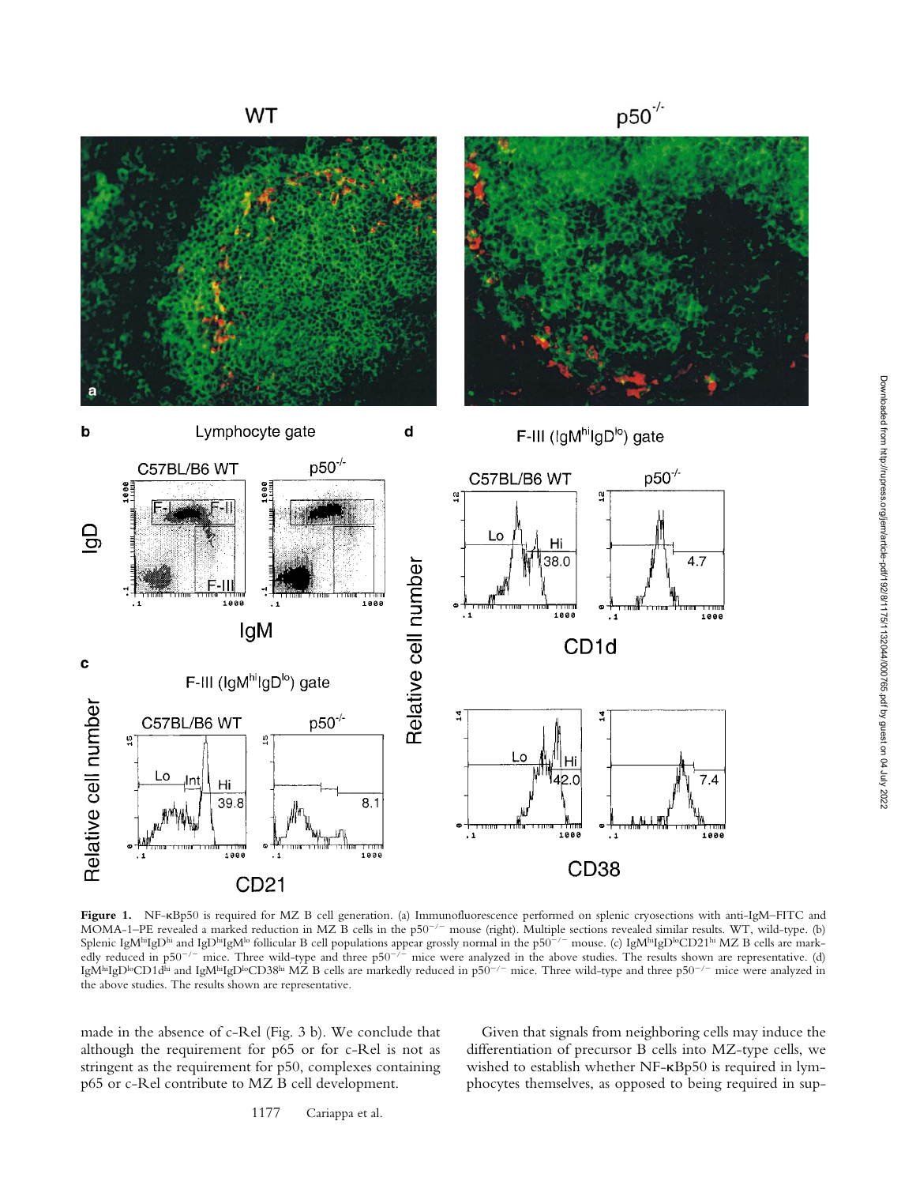**Figure 1.** NF-κBp50 is required for MZ B cell generation. (a) Immunofluorescence performed on splenic cryosections with anti-IgM–FITC and MOMA-1–PE revealed a marked reduction in MZ B cells in the $p50^{-/-}$ mouse (right). Multiple sections revealed similar results. WT, wild-type. (b) Splenic $IgM^{hi}IgD^{hi}$ and $IgD^{hi}IgM^{lo}$ follicular B cell populations appear grossly normal in the $p50^{-/-}$ mouse. (c) $IgM^{hi}IgD^{lo}CD21^{hi}$ MZ B cells are markedly reduced in $p50^{-/-}$ mice. Three wild-type and three $p50^{-/-}$ mice were analyzed in the above studies. The results shown are representative. (d) $IgM^{hi}IgD^{lo}CD1d^{hi}$ and $IgM^{hi}IgD^{lo}CD38^{hi}$ MZ B cells are markedly reduced in $p50^{-/-}$ mice. Three wild-type and three $p50^{-/-}$ mice were analyzed in the above studies. The results shown are representative.

made in the absence of c-Rel (Fig. 3 b). We conclude that although the requirement for p65 or for c-Rel is not as stringent as the requirement for p50, complexes containing p65 or c-Rel contribute to MZ B cell development.

Given that signals from neighboring cells may induce the differentiation of precursor B cells into MZ-type cells, we wished to establish whether NF-κBp50 is required in lymphocytes themselves, as opposed to being required in sup-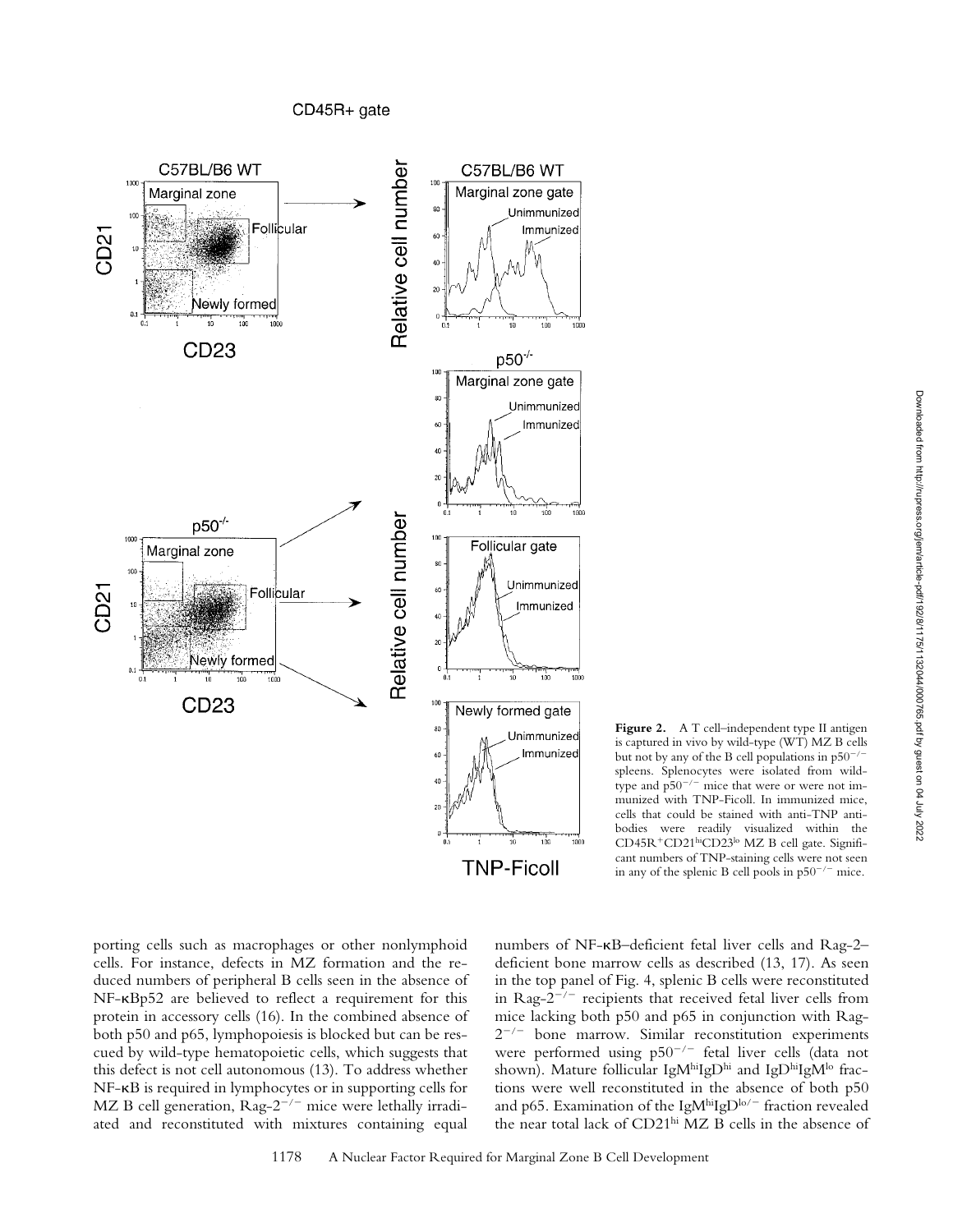**Figure 2.** A T cell–independent type II antigen is captured in vivo by wild-type (WT) MZ B cells but not by any of the B cell populations in $p50^{-/-}$ spleens. Splenocytes were isolated from wild-type and $p50^{-/-}$ mice that were or were not immunized with TNP-Ficoll. In immunized mice, cells that could be stained with anti-TNP antibodies were readily visualized within the $CD45R^{+}CD21^{hi}CD23^{lo}$ MZ B cell gate. Significant numbers of TNP-staining cells were not seen in any of the splenic B cell pools in $p50^{-/-}$ mice.

porting cells such as macrophages or other nonlymphoid cells. For instance, defects in MZ formation and the reduced numbers of peripheral B cells seen in the absence of NF-κBp52 are believed to reflect a requirement for this protein in accessory cells (16). In the combined absence of both p50 and p65, lymphopoiesis is blocked but can be rescued by wild-type hematopoietic cells, which suggests that this defect is not cell autonomous (13). To address whether NF-κB is required in lymphocytes or in supporting cells for MZ B cell generation, $Rag\text{-}2^{-/-}$ mice were lethally irradiated and reconstituted with mixtures containing equal numbers of NF-κB–deficient fetal liver cells and Rag-2–deficient bone marrow cells as described (13, 17). As seen in the top panel of Fig. 4, splenic B cells were reconstituted in $Rag\text{-}2^{-/-}$ recipients that received fetal liver cells from mice lacking both p50 and p65 in conjunction with $Rag\text{-}2^{-/-}$ bone marrow. Similar reconstitution experiments were performed using $p50^{-/-}$ fetal liver cells (data not shown). Mature follicular $IgM^{hi}IgD^{hi}$ and $IgD^{hi}IgM^{lo}$ fractions were well reconstituted in the absence of both p50 and p65. Examination of the $IgM^{hi}IgD^{lo/-}$ fraction revealed the near total lack of $CD21^{hi}$ MZ B cells in the absence of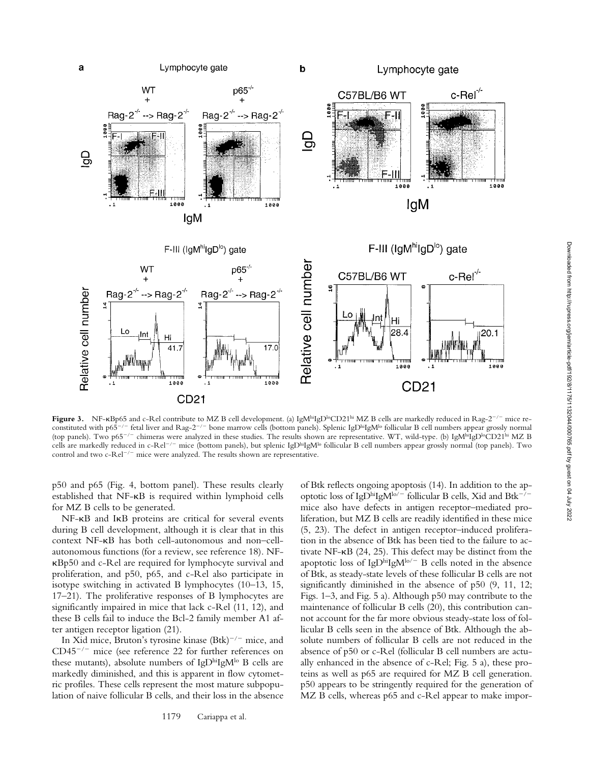**Figure 3.** NF-κBp65 and c-Rel contribute to MZ B cell development. (a) IgM[hi]IgD[lo]CD21[hi] MZ B cells are markedly reduced in Rag-2$^{-/-}$ mice reconstituted with p65$^{-/-}$ fetal liver and Rag-2$^{-/-}$ bone marrow cells (bottom panels). Splenic IgD[hi]IgM[lo] follicular B cell numbers appear grossly normal (top panels). Two p65$^{-/-}$ chimeras were analyzed in these studies. The results shown are representative. WT, wild-type. (b) IgM[hi]IgD[lo]CD21[hi] MZ B cells are markedly reduced in c-Rel$^{-/-}$ mice (bottom panels), but splenic IgD[hi]IgM[lo] follicular B cell numbers appear grossly normal (top panels). Two control and two c-Rel$^{-/-}$ mice were analyzed. The results shown are representative.

p50 and p65 (Fig. 4, bottom panel). These results clearly established that NF-κB is required within lymphoid cells for MZ B cells to be generated.

NF-κB and IκB proteins are critical for several events during B cell development, although it is clear that in this context NF-κB has both cell-autonomous and non–cell-autonomous functions (for a review, see reference 18). NF-κBp50 and c-Rel are required for lymphocyte survival and proliferation, and p50, p65, and c-Rel also participate in isotype switching in activated B lymphocytes (10–13, 15, 17–21). The proliferative responses of B lymphocytes are significantly impaired in mice that lack c-Rel (11, 12), and these B cells fail to induce the Bcl-2 family member A1 after antigen receptor ligation (21).

In Xid mice, Bruton's tyrosine kinase (Btk)$^{-/-}$ mice, and CD45$^{-/-}$ mice (see reference 22 for further references on these mutants), absolute numbers of IgD[hi]IgM[lo] B cells are markedly diminished, and this is apparent in flow cytometric profiles. These cells represent the most mature subpopulation of naive follicular B cells, and their loss in the absence of Btk reflects ongoing apoptosis (14). In addition to the apoptotic loss of IgD[hi]IgM[lo/−] follicular B cells, Xid and Btk$^{-/-}$ mice also have defects in antigen receptor–mediated proliferation, but MZ B cells are readily identified in these mice (5, 23). The defect in antigen receptor–induced proliferation in the absence of Btk has been tied to the failure to activate NF-κB (24, 25). This defect may be distinct from the apoptotic loss of IgD[hi]IgM[lo/−] B cells noted in the absence of Btk, as steady-state levels of these follicular B cells are not significantly diminished in the absence of p50 (9, 11, 12; Figs. 1–3, and Fig. 5 a). Although p50 may contribute to the maintenance of follicular B cells (20), this contribution cannot account for the far more obvious steady-state loss of follicular B cells seen in the absence of Btk. Although the absolute numbers of follicular B cells are not reduced in the absence of p50 or c-Rel (follicular B cell numbers are actually enhanced in the absence of c-Rel; Fig. 5 a), these proteins as well as p65 are required for MZ B cell generation. p50 appears to be stringently required for the generation of MZ B cells, whereas p65 and c-Rel appear to make impor-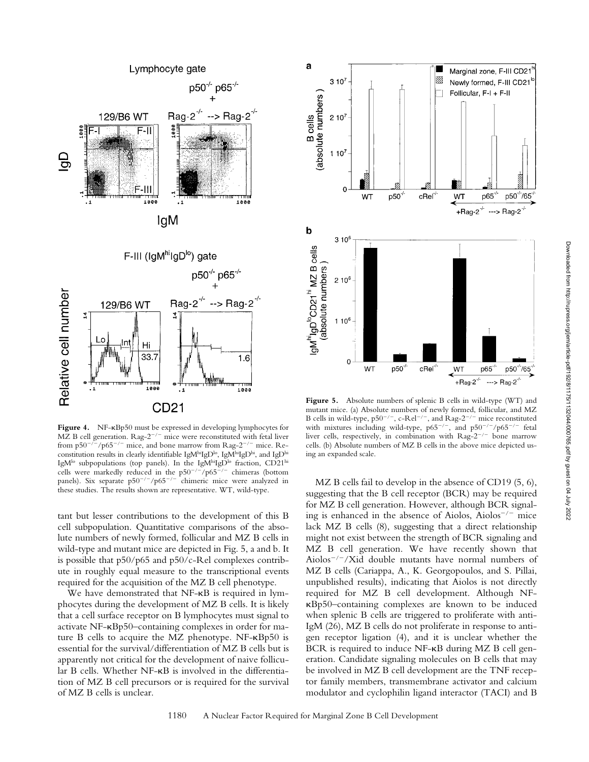**Figure 4.** NF-κBp50 must be expressed in developing lymphocytes for MZ B cell generation. Rag-$2^{-/-}$ mice were reconstituted with fetal liver from p$50^{-/-}$/p$65^{-/-}$ mice, and bone marrow from Rag-$2^{-/-}$ mice. Reconstitution results in clearly identifiable $IgM^{hi}IgD^{lo}$, $IgM^{hi}IgD^{hi}$, and $IgD^{hi}$ $IgM^{lo}$ subpopulations (top panels). In the $IgM^{hi}IgD^{lo}$ fraction, $CD21^{hi}$ cells were markedly reduced in the p$50^{-/-}$/p$65^{-/-}$ chimeras (bottom panels). Six separate p$50^{-/-}$/p$65^{-/-}$ chimeric mice were analyzed in these studies. The results shown are representative. WT, wild-type.

tant but lesser contributions to the development of this B cell subpopulation. Quantitative comparisons of the absolute numbers of newly formed, follicular and MZ B cells in wild-type and mutant mice are depicted in Fig. 5, a and b. It is possible that p50/p65 and p50/c-Rel complexes contribute in roughly equal measure to the transcriptional events required for the acquisition of the MZ B cell phenotype.

We have demonstrated that NF-κB is required in lymphocytes during the development of MZ B cells. It is likely that a cell surface receptor on B lymphocytes must signal to activate NF-κBp50–containing complexes in order for mature B cells to acquire the MZ phenotype. NF-κBp50 is essential for the survival/differentiation of MZ B cells but is apparently not critical for the development of naive follicular B cells. Whether NF-κB is involved in the differentiation of MZ B cell precursors or is required for the survival of MZ B cells is unclear.

**Figure 5.** Absolute numbers of splenic B cells in wild-type (WT) and mutant mice. (a) Absolute numbers of newly formed, follicular, and MZ B cells in wild-type, p$50^{-/-}$, c-Rel$^{-/-}$, and Rag-$2^{-/-}$ mice reconstituted with mixtures including wild-type, p$65^{-/-}$, and p$50^{-/-}$/p$65^{-/-}$ fetal liver cells, respectively, in combination with Rag-$2^{-/-}$ bone marrow cells. (b) Absolute numbers of MZ B cells in the above mice depicted using an expanded scale.

MZ B cells fail to develop in the absence of CD19 (5, 6), suggesting that the B cell receptor (BCR) may be required for MZ B cell generation. However, although BCR signaling is enhanced in the absence of Aiolos, Aiolos$^{-/-}$ mice lack MZ B cells (8), suggesting that a direct relationship might not exist between the strength of BCR signaling and MZ B cell generation. We have recently shown that Aiolos$^{-/-}$/Xid double mutants have normal numbers of MZ B cells (Cariappa, A., K. Georgopoulos, and S. Pillai, unpublished results), indicating that Aiolos is not directly required for MZ B cell development. Although NF-κBp50–containing complexes are known to be induced when splenic B cells are triggered to proliferate with anti-IgM (26), MZ B cells do not proliferate in response to antigen receptor ligation (4), and it is unclear whether the BCR is required to induce NF-κB during MZ B cell generation. Candidate signaling molecules on B cells that may be involved in MZ B cell development are the TNF receptor family members, transmembrane activator and calcium modulator and cyclophilin ligand interactor (TACI) and B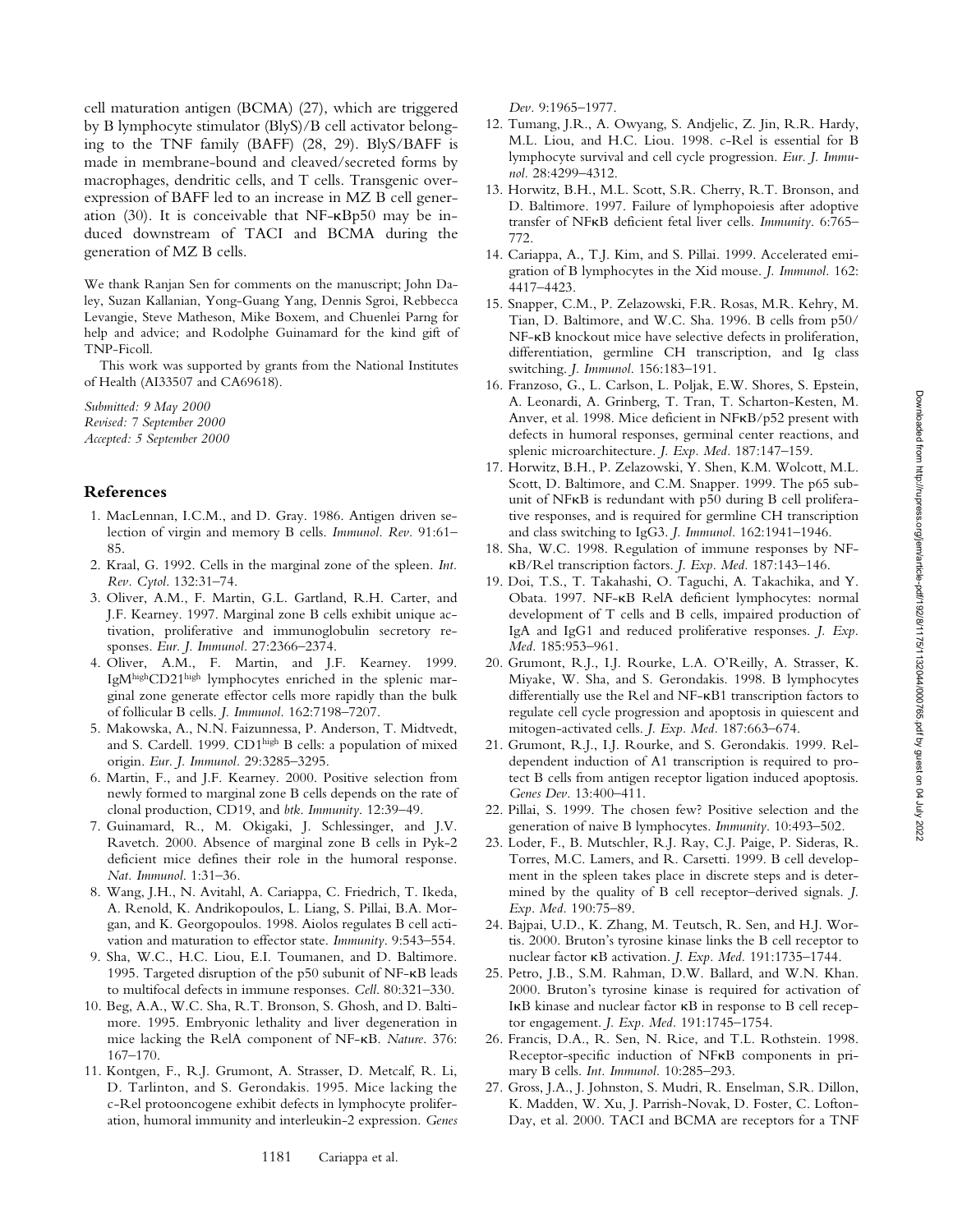cell maturation antigen (BCMA) (27), which are triggered by B lymphocyte stimulator (BlyS)/B cell activator belonging to the TNF family (BAFF) (28, 29). BlyS/BAFF is made in membrane-bound and cleaved/secreted forms by macrophages, dendritic cells, and T cells. Transgenic overexpression of BAFF led to an increase in MZ B cell generation (30). It is conceivable that NF-κBp50 may be induced downstream of TACI and BCMA during the generation of MZ B cells.

We thank Ranjan Sen for comments on the manuscript; John Daley, Suzan Kallanian, Yong-Guang Yang, Dennis Sgroi, Rebbecca Levangie, Steve Matheson, Mike Boxem, and Chuenlei Parng for help and advice; and Rodolphe Guinamard for the kind gift of TNP-Ficoll.

This work was supported by grants from the National Institutes of Health (AI33507 and CA69618).

*Submitted: 9 May 2000*
*Revised: 7 September 2000*
*Accepted: 5 September 2000*

## References

1. MacLennan, I.C.M., and D. Gray. 1986. Antigen driven selection of virgin and memory B cells. *Immunol. Rev.* 91:61–85.
2. Kraal, G. 1992. Cells in the marginal zone of the spleen. *Int. Rev. Cytol.* 132:31–74.
3. Oliver, A.M., F. Martin, G.L. Gartland, R.H. Carter, and J.F. Kearney. 1997. Marginal zone B cells exhibit unique activation, proliferative and immunoglobulin secretory responses. *Eur. J. Immunol.* 27:2366–2374.
4. Oliver, A.M., F. Martin, and J.F. Kearney. 1999. IgM$^{high}$CD21$^{high}$ lymphocytes enriched in the splenic marginal zone generate effector cells more rapidly than the bulk of follicular B cells. *J. Immunol.* 162:7198–7207.
5. Makowska, A., N.N. Faizunnessa, P. Anderson, T. Midtvedt, and S. Cardell. 1999. CD1$^{high}$ B cells: a population of mixed origin. *Eur. J. Immunol.* 29:3285–3295.
6. Martin, F., and J.F. Kearney. 2000. Positive selection from newly formed to marginal zone B cells depends on the rate of clonal production, CD19, and *btk*. *Immunity.* 12:39–49.
7. Guinamard, R., M. Okigaki, J. Schlessinger, and J.V. Ravetch. 2000. Absence of marginal zone B cells in Pyk-2 deficient mice defines their role in the humoral response. *Nat. Immunol.* 1:31–36.
8. Wang, J.H., N. Avitahl, A. Cariappa, C. Friedrich, T. Ikeda, A. Renold, K. Andrikopoulos, L. Liang, S. Pillai, B.A. Morgan, and K. Georgopoulos. 1998. Aiolos regulates B cell activation and maturation to effector state. *Immunity.* 9:543–554.
9. Sha, W.C., H.C. Liou, E.I. Toumanen, and D. Baltimore. 1995. Targeted disruption of the p50 subunit of NF-κB leads to multifocal defects in immune responses. *Cell.* 80:321–330.
10. Beg, A.A., W.C. Sha, R.T. Bronson, S. Ghosh, and D. Baltimore. 1995. Embryonic lethality and liver degeneration in mice lacking the RelA component of NF-κB. *Nature.* 376:167–170.
11. Kontgen, F., R.J. Grumont, A. Strasser, D. Metcalf, R. Li, D. Tarlinton, and S. Gerondakis. 1995. Mice lacking the c-Rel protooncogene exhibit defects in lymphocyte proliferation, humoral immunity and interleukin-2 expression. *Genes Dev.* 9:1965–1977.
12. Tumang, J.R., A. Owyang, S. Andjelic, Z. Jin, R.R. Hardy, M.L. Liou, and H.C. Liou. 1998. c-Rel is essential for B lymphocyte survival and cell cycle progression. *Eur. J. Immunol.* 28:4299–4312.
13. Horwitz, B.H., M.L. Scott, S.R. Cherry, R.T. Bronson, and D. Baltimore. 1997. Failure of lymphopoiesis after adoptive transfer of NFκB deficient fetal liver cells. *Immunity.* 6:765–772.
14. Cariappa, A., T.J. Kim, and S. Pillai. 1999. Accelerated emigration of B lymphocytes in the Xid mouse. *J. Immunol.* 162:4417–4423.
15. Snapper, C.M., P. Zelazowski, F.R. Rosas, M.R. Kehry, M. Tian, D. Baltimore, and W.C. Sha. 1996. B cells from p50/NF-κB knockout mice have selective defects in proliferation, differentiation, germline CH transcription, and Ig class switching. *J. Immunol.* 156:183–191.
16. Franzoso, G., L. Carlson, L. Poljak, E.W. Shores, S. Epstein, A. Leonardi, A. Grinberg, T. Tran, T. Scharton-Kesten, M. Anver, et al. 1998. Mice deficient in NFκB/p52 present with defects in humoral responses, germinal center reactions, and splenic microarchitecture. *J. Exp. Med.* 187:147–159.
17. Horwitz, B.H., P. Zelazowski, Y. Shen, K.M. Wolcott, M.L. Scott, D. Baltimore, and C.M. Snapper. 1999. The p65 subunit of NFκB is redundant with p50 during B cell proliferative responses, and is required for germline CH transcription and class switching to IgG3. *J. Immunol.* 162:1941–1946.
18. Sha, W.C. 1998. Regulation of immune responses by NF-κB/Rel transcription factors. *J. Exp. Med.* 187:143–146.
19. Doi, T.S., T. Takahashi, O. Taguchi, A. Takachika, and Y. Obata. 1997. NF-κB RelA deficient lymphocytes: normal development of T cells and B cells, impaired production of IgA and IgG1 and reduced proliferative responses. *J. Exp. Med.* 185:953–961.
20. Grumont, R.J., I.J. Rourke, L.A. O'Reilly, A. Strasser, K. Miyake, W. Sha, and S. Gerondakis. 1998. B lymphocytes differentially use the Rel and NF-κB1 transcription factors to regulate cell cycle progression and apoptosis in quiescent and mitogen-activated cells. *J. Exp. Med.* 187:663–674.
21. Grumont, R.J., I.J. Rourke, and S. Gerondakis. 1999. Rel-dependent induction of A1 transcription is required to protect B cells from antigen receptor ligation induced apoptosis. *Genes Dev.* 13:400–411.
22. Pillai, S. 1999. The chosen few? Positive selection and the generation of naive B lymphocytes. *Immunity.* 10:493–502.
23. Loder, F., B. Mutschler, R.J. Ray, C.J. Paige, P. Sideras, R. Torres, M.C. Lamers, and R. Carsetti. 1999. B cell development in the spleen takes place in discrete steps and is determined by the quality of B cell receptor–derived signals. *J. Exp. Med.* 190:75–89.
24. Bajpai, U.D., K. Zhang, M. Teutsch, R. Sen, and H.J. Wortis. 2000. Bruton's tyrosine kinase links the B cell receptor to nuclear factor κB activation. *J. Exp. Med.* 191:1735–1744.
25. Petro, J.B., S.M. Rahman, D.W. Ballard, and W.N. Khan. 2000. Bruton's tyrosine kinase is required for activation of IκB kinase and nuclear factor κB in response to B cell receptor engagement. *J. Exp. Med.* 191:1745–1754.
26. Francis, D.A., R. Sen, N. Rice, and T.L. Rothstein. 1998. Receptor-specific induction of NFκB components in primary B cells. *Int. Immunol.* 10:285–293.
27. Gross, J.A., J. Johnston, S. Mudri, R. Enselman, S.R. Dillon, K. Madden, W. Xu, J. Parrish-Novak, D. Foster, C. Lofton-Day, et al. 2000. TACI and BCMA are receptors for a TNF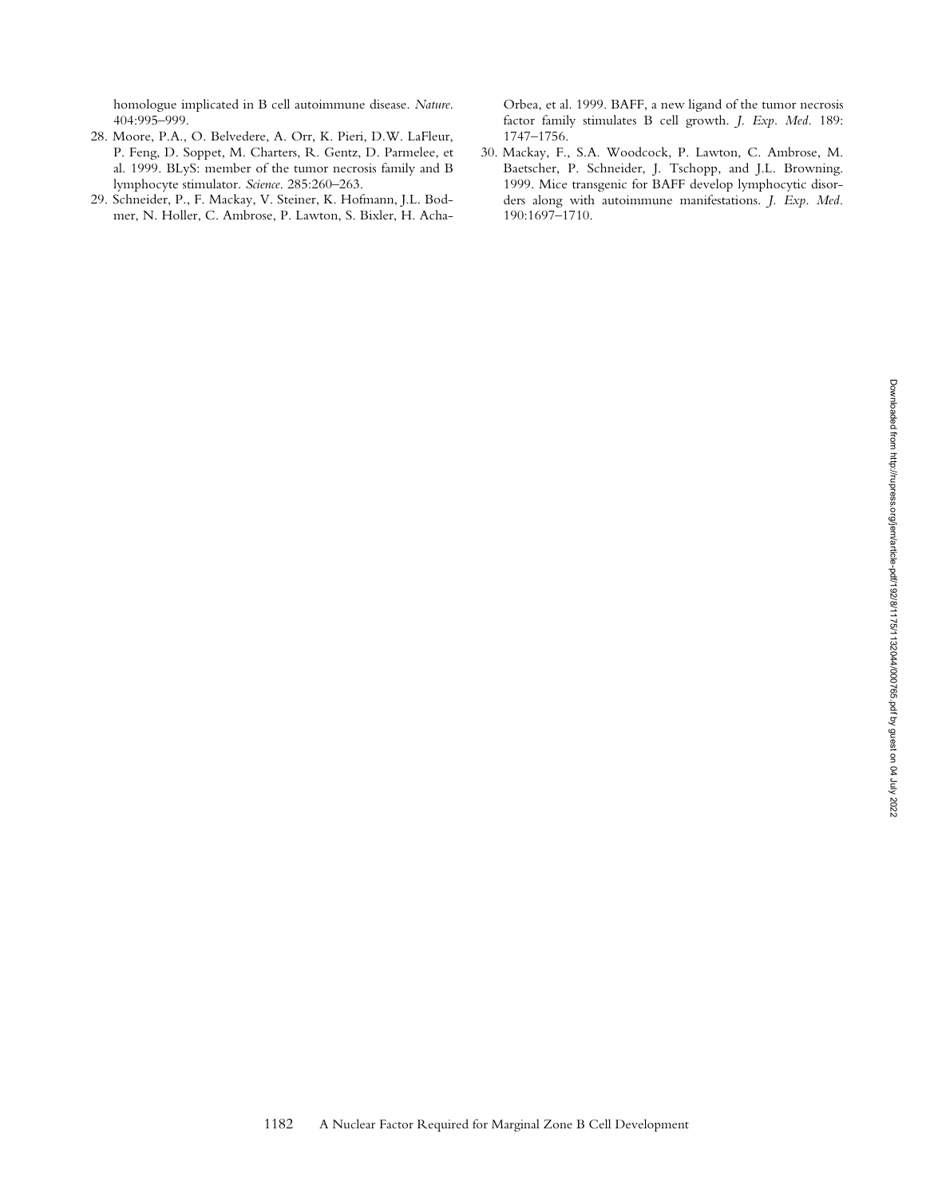homologue implicated in B cell autoimmune disease. *Nature.* 404:995–999.

28. Moore, P.A., O. Belvedere, A. Orr, K. Pieri, D.W. LaFleur, P. Feng, D. Soppet, M. Charters, R. Gentz, D. Parmelee, et al. 1999. BLyS: member of the tumor necrosis family and B lymphocyte stimulator. *Science.* 285:260–263.
29. Schneider, P., F. Mackay, V. Steiner, K. Hofmann, J.L. Bodmer, N. Holler, C. Ambrose, P. Lawton, S. Bixler, H. Acha-Orbea, et al. 1999. BAFF, a new ligand of the tumor necrosis factor family stimulates B cell growth. *J. Exp. Med.* 189: 1747–1756.
30. Mackay, F., S.A. Woodcock, P. Lawton, C. Ambrose, M. Baetscher, P. Schneider, J. Tschopp, and J.L. Browning. 1999. Mice transgenic for BAFF develop lymphocytic disorders along with autoimmune manifestations. *J. Exp. Med.* 190:1697–1710.